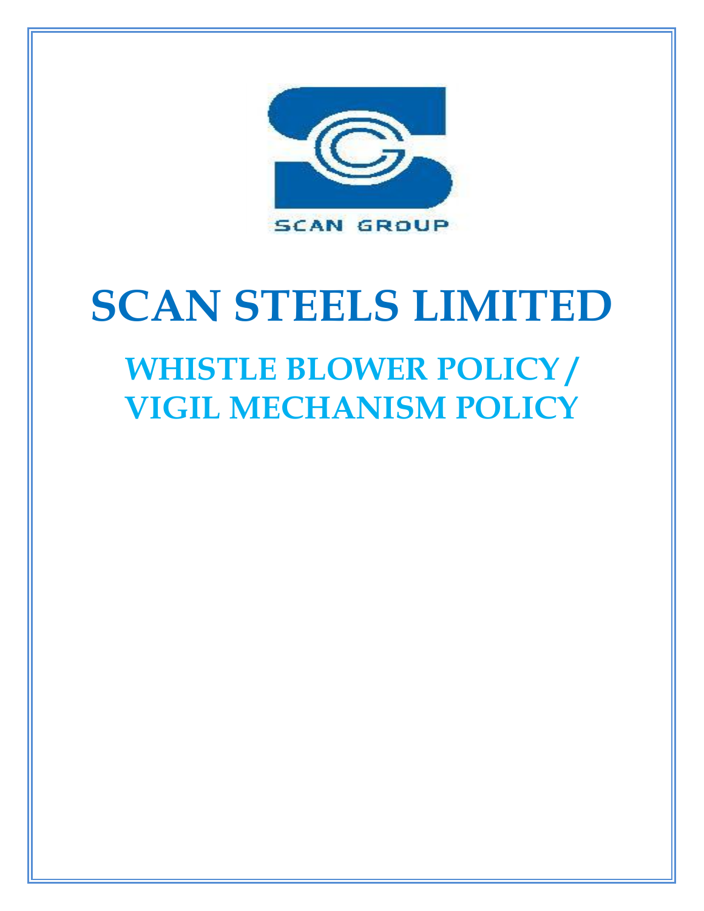SCAN GROUP

# SCAN STEELS LIMITED

## WHISTLE BLOWER POLICY / VIGIL MECHANISM POLICY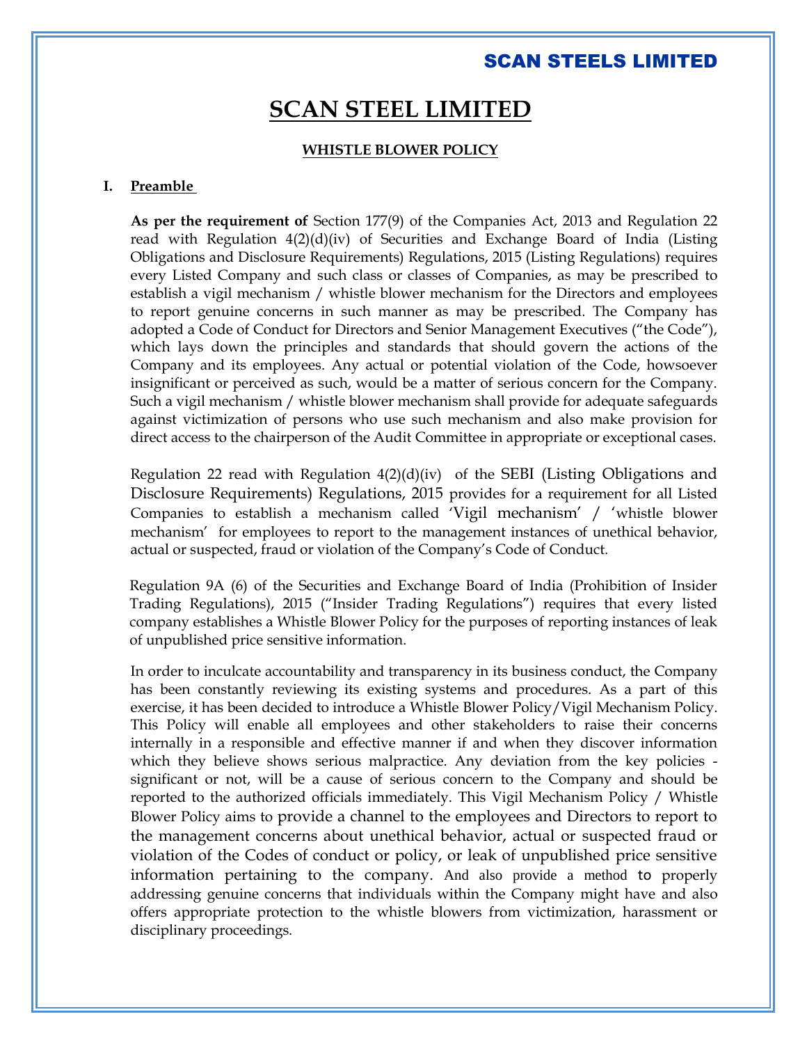# SCAN STEEL LIMITED

## WHISTLE BLOWER POLICY

### I. Preamble

**As per the requirement of** Section 177(9) of the Companies Act, 2013 and Regulation 22 read with Regulation 4(2)(d)(iv) of Securities and Exchange Board of India (Listing Obligations and Disclosure Requirements) Regulations, 2015 (Listing Regulations) requires every Listed Company and such class or classes of Companies, as may be prescribed to establish a vigil mechanism / whistle blower mechanism for the Directors and employees to report genuine concerns in such manner as may be prescribed. The Company has adopted a Code of Conduct for Directors and Senior Management Executives ("the Code"), which lays down the principles and standards that should govern the actions of the Company and its employees. Any actual or potential violation of the Code, howsoever insignificant or perceived as such, would be a matter of serious concern for the Company. Such a vigil mechanism / whistle blower mechanism shall provide for adequate safeguards against victimization of persons who use such mechanism and also make provision for direct access to the chairperson of the Audit Committee in appropriate or exceptional cases.

Regulation 22 read with Regulation 4(2)(d)(iv) of the SEBI (Listing Obligations and Disclosure Requirements) Regulations, 2015 provides for a requirement for all Listed Companies to establish a mechanism called 'Vigil mechanism' / 'whistle blower mechanism' for employees to report to the management instances of unethical behavior, actual or suspected, fraud or violation of the Company's Code of Conduct.

Regulation 9A (6) of the Securities and Exchange Board of India (Prohibition of Insider Trading Regulations), 2015 ("Insider Trading Regulations") requires that every listed company establishes a Whistle Blower Policy for the purposes of reporting instances of leak of unpublished price sensitive information.

In order to inculcate accountability and transparency in its business conduct, the Company has been constantly reviewing its existing systems and procedures. As a part of this exercise, it has been decided to introduce a Whistle Blower Policy/Vigil Mechanism Policy. This Policy will enable all employees and other stakeholders to raise their concerns internally in a responsible and effective manner if and when they discover information which they believe shows serious malpractice. Any deviation from the key policies - significant or not, will be a cause of serious concern to the Company and should be reported to the authorized officials immediately. This Vigil Mechanism Policy / Whistle Blower Policy aims to provide a channel to the employees and Directors to report to the management concerns about unethical behavior, actual or suspected fraud or violation of the Codes of conduct or policy, or leak of unpublished price sensitive information pertaining to the company. And also provide a method to properly addressing genuine concerns that individuals within the Company might have and also offers appropriate protection to the whistle blowers from victimization, harassment or disciplinary proceedings.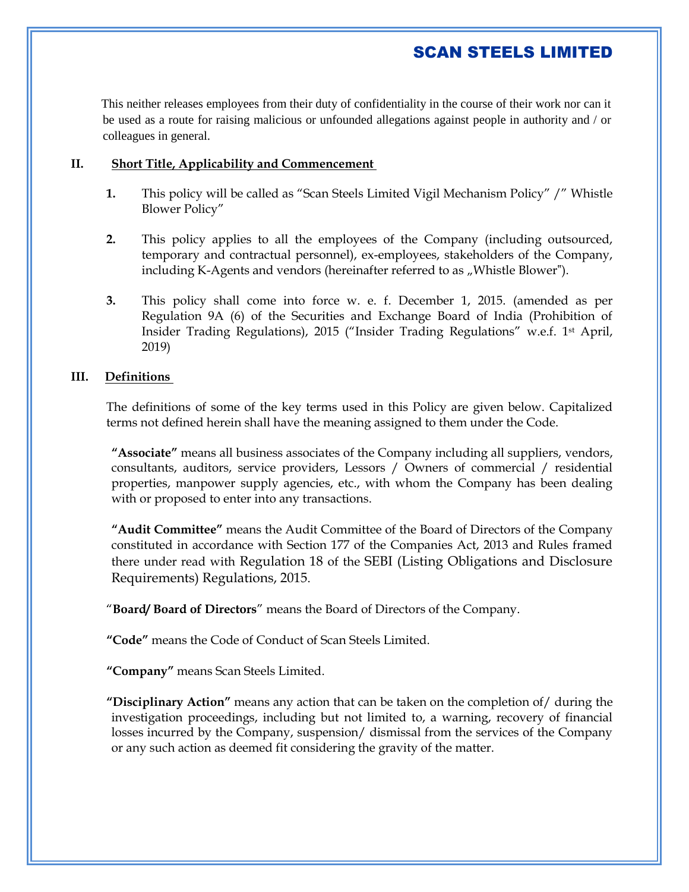This neither releases employees from their duty of confidentiality in the course of their work nor can it be used as a route for raising malicious or unfounded allegations against people in authority and / or colleagues in general.

## II. Short Title, Applicability and Commencement

1. This policy will be called as "Scan Steels Limited Vigil Mechanism Policy" /" Whistle Blower Policy"

2. This policy applies to all the employees of the Company (including outsourced, temporary and contractual personnel), ex-employees, stakeholders of the Company, including K-Agents and vendors (hereinafter referred to as „Whistle Blower").

3. This policy shall come into force w. e. f. December 1, 2015. (amended as per Regulation 9A (6) of the Securities and Exchange Board of India (Prohibition of Insider Trading Regulations), 2015 ("Insider Trading Regulations" w.e.f. 1st April, 2019)

## III. Definitions

The definitions of some of the key terms used in this Policy are given below. Capitalized terms not defined herein shall have the meaning assigned to them under the Code.

**"Associate"** means all business associates of the Company including all suppliers, vendors, consultants, auditors, service providers, Lessors / Owners of commercial / residential properties, manpower supply agencies, etc., with whom the Company has been dealing with or proposed to enter into any transactions.

**"Audit Committee"** means the Audit Committee of the Board of Directors of the Company constituted in accordance with Section 177 of the Companies Act, 2013 and Rules framed there under read with Regulation 18 of the SEBI (Listing Obligations and Disclosure Requirements) Regulations, 2015.

"**Board/ Board of Directors**" means the Board of Directors of the Company.

**"Code"** means the Code of Conduct of Scan Steels Limited.

**"Company"** means Scan Steels Limited.

**"Disciplinary Action"** means any action that can be taken on the completion of/ during the investigation proceedings, including but not limited to, a warning, recovery of financial losses incurred by the Company, suspension/ dismissal from the services of the Company or any such action as deemed fit considering the gravity of the matter.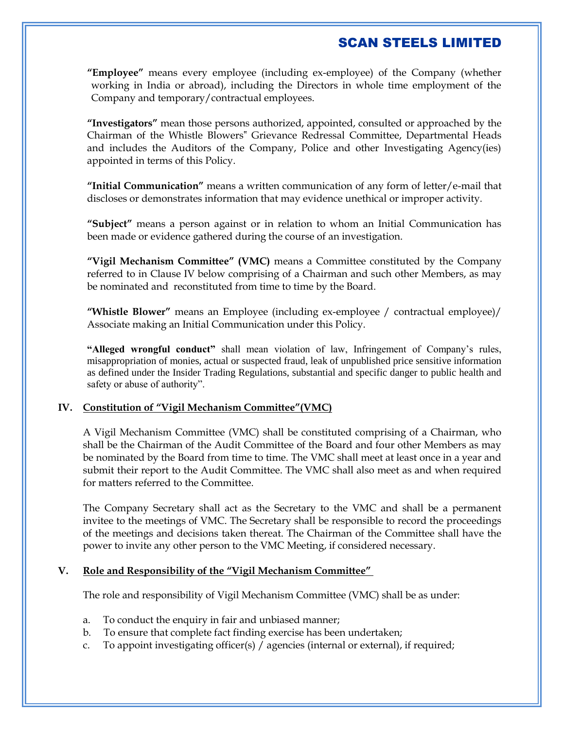**"Employee"** means every employee (including ex-employee) of the Company (whether working in India or abroad), including the Directors in whole time employment of the Company and temporary/contractual employees.

**"Investigators"** mean those persons authorized, appointed, consulted or approached by the Chairman of the Whistle Blowers" Grievance Redressal Committee, Departmental Heads and includes the Auditors of the Company, Police and other Investigating Agency(ies) appointed in terms of this Policy.

**"Initial Communication"** means a written communication of any form of letter/e-mail that discloses or demonstrates information that may evidence unethical or improper activity.

**"Subject"** means a person against or in relation to whom an Initial Communication has been made or evidence gathered during the course of an investigation.

**"Vigil Mechanism Committee" (VMC)** means a Committee constituted by the Company referred to in Clause IV below comprising of a Chairman and such other Members, as may be nominated and reconstituted from time to time by the Board.

**"Whistle Blower"** means an Employee (including ex-employee / contractual employee)/ Associate making an Initial Communication under this Policy.

**"Alleged wrongful conduct"** shall mean violation of law, Infringement of Company's rules, misappropriation of monies, actual or suspected fraud, leak of unpublished price sensitive information as defined under the Insider Trading Regulations, substantial and specific danger to public health and safety or abuse of authority".

## IV. Constitution of "Vigil Mechanism Committee"(VMC)

A Vigil Mechanism Committee (VMC) shall be constituted comprising of a Chairman, who shall be the Chairman of the Audit Committee of the Board and four other Members as may be nominated by the Board from time to time. The VMC shall meet at least once in a year and submit their report to the Audit Committee. The VMC shall also meet as and when required for matters referred to the Committee.

The Company Secretary shall act as the Secretary to the VMC and shall be a permanent invitee to the meetings of VMC. The Secretary shall be responsible to record the proceedings of the meetings and decisions taken thereat. The Chairman of the Committee shall have the power to invite any other person to the VMC Meeting, if considered necessary.

## V. Role and Responsibility of the "Vigil Mechanism Committee"

The role and responsibility of Vigil Mechanism Committee (VMC) shall be as under:

a. To conduct the enquiry in fair and unbiased manner;
b. To ensure that complete fact finding exercise has been undertaken;
c. To appoint investigating officer(s) / agencies (internal or external), if required;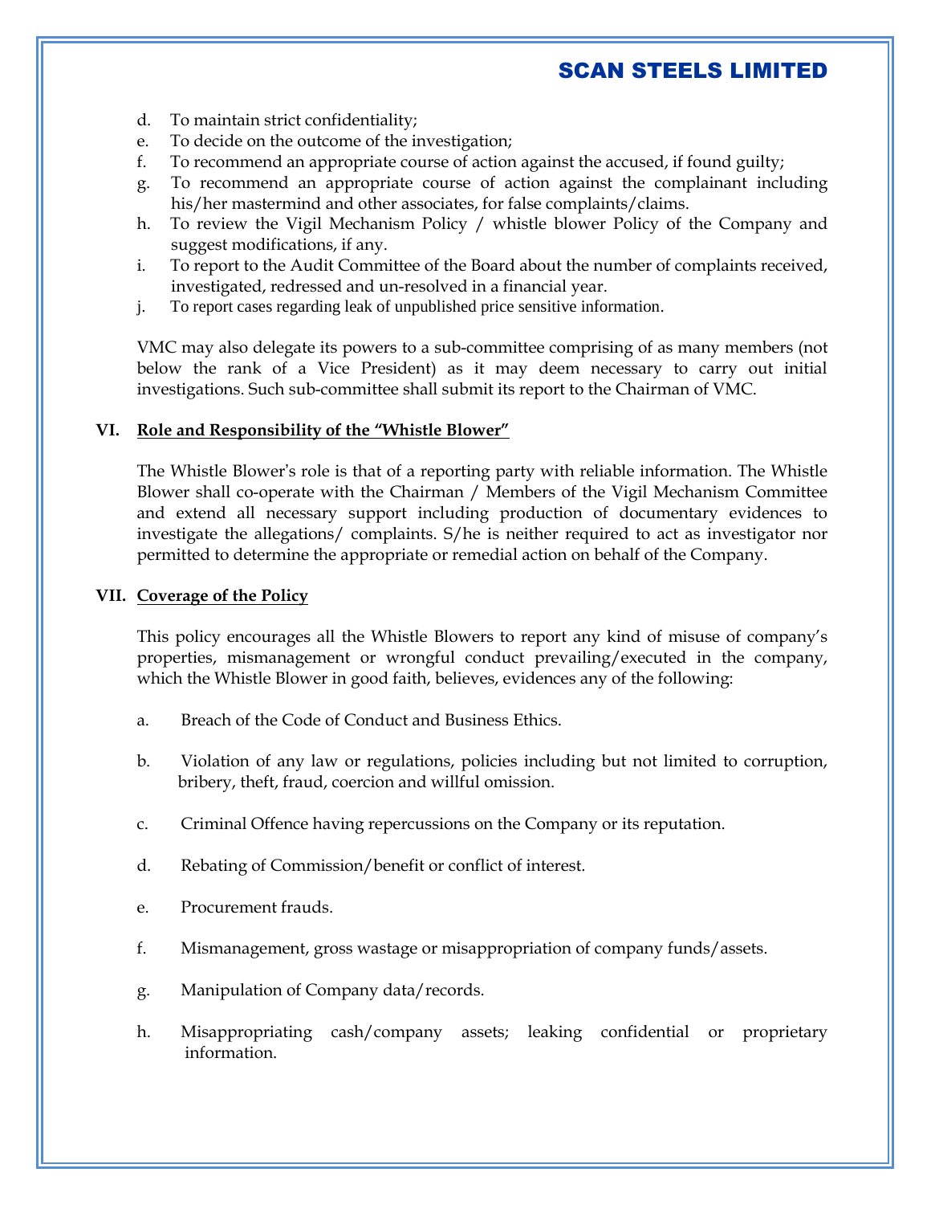d. To maintain strict confidentiality;
e. To decide on the outcome of the investigation;
f. To recommend an appropriate course of action against the accused, if found guilty;
g. To recommend an appropriate course of action against the complainant including his/her mastermind and other associates, for false complaints/claims.
h. To review the Vigil Mechanism Policy / whistle blower Policy of the Company and suggest modifications, if any.
i. To report to the Audit Committee of the Board about the number of complaints received, investigated, redressed and un-resolved in a financial year.
j. To report cases regarding leak of unpublished price sensitive information.

VMC may also delegate its powers to a sub-committee comprising of as many members (not below the rank of a Vice President) as it may deem necessary to carry out initial investigations. Such sub-committee shall submit its report to the Chairman of VMC.

## VI. Role and Responsibility of the "Whistle Blower"

The Whistle Blower's role is that of a reporting party with reliable information. The Whistle Blower shall co-operate with the Chairman / Members of the Vigil Mechanism Committee and extend all necessary support including production of documentary evidences to investigate the allegations/ complaints. S/he is neither required to act as investigator nor permitted to determine the appropriate or remedial action on behalf of the Company.

## VII. Coverage of the Policy

This policy encourages all the Whistle Blowers to report any kind of misuse of company's properties, mismanagement or wrongful conduct prevailing/executed in the company, which the Whistle Blower in good faith, believes, evidences any of the following:

a. Breach of the Code of Conduct and Business Ethics.

b. Violation of any law or regulations, policies including but not limited to corruption, bribery, theft, fraud, coercion and willful omission.

c. Criminal Offence having repercussions on the Company or its reputation.

d. Rebating of Commission/benefit or conflict of interest.

e. Procurement frauds.

f. Mismanagement, gross wastage or misappropriation of company funds/assets.

g. Manipulation of Company data/records.

h. Misappropriating cash/company assets; leaking confidential or proprietary information.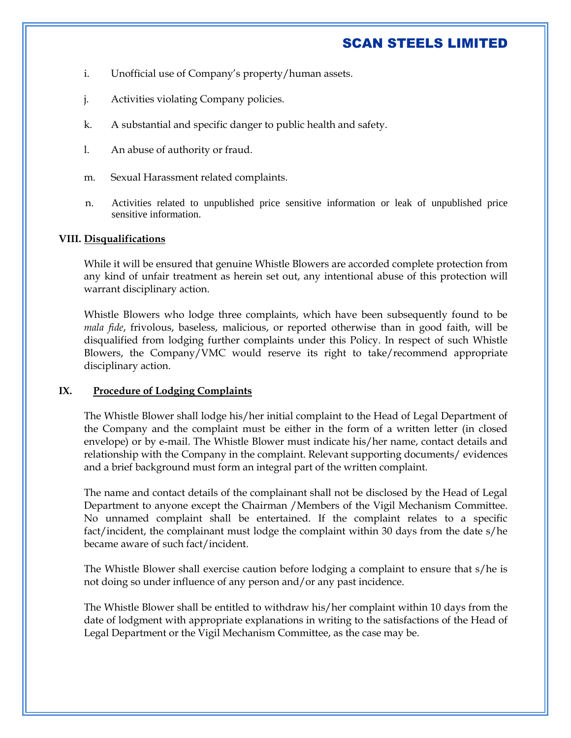i. Unofficial use of Company's property/human assets.

j. Activities violating Company policies.

k. A substantial and specific danger to public health and safety.

l. An abuse of authority or fraud.

m. Sexual Harassment related complaints.

n. Activities related to unpublished price sensitive information or leak of unpublished price sensitive information.

## VIII. Disqualifications

While it will be ensured that genuine Whistle Blowers are accorded complete protection from any kind of unfair treatment as herein set out, any intentional abuse of this protection will warrant disciplinary action.

Whistle Blowers who lodge three complaints, which have been subsequently found to be *mala fide*, frivolous, baseless, malicious, or reported otherwise than in good faith, will be disqualified from lodging further complaints under this Policy. In respect of such Whistle Blowers, the Company/VMC would reserve its right to take/recommend appropriate disciplinary action.

## IX. Procedure of Lodging Complaints

The Whistle Blower shall lodge his/her initial complaint to the Head of Legal Department of the Company and the complaint must be either in the form of a written letter (in closed envelope) or by e-mail. The Whistle Blower must indicate his/her name, contact details and relationship with the Company in the complaint. Relevant supporting documents/ evidences and a brief background must form an integral part of the written complaint.

The name and contact details of the complainant shall not be disclosed by the Head of Legal Department to anyone except the Chairman /Members of the Vigil Mechanism Committee. No unnamed complaint shall be entertained. If the complaint relates to a specific fact/incident, the complainant must lodge the complaint within 30 days from the date s/he became aware of such fact/incident.

The Whistle Blower shall exercise caution before lodging a complaint to ensure that s/he is not doing so under influence of any person and/or any past incidence.

The Whistle Blower shall be entitled to withdraw his/her complaint within 10 days from the date of lodgment with appropriate explanations in writing to the satisfactions of the Head of Legal Department or the Vigil Mechanism Committee, as the case may be.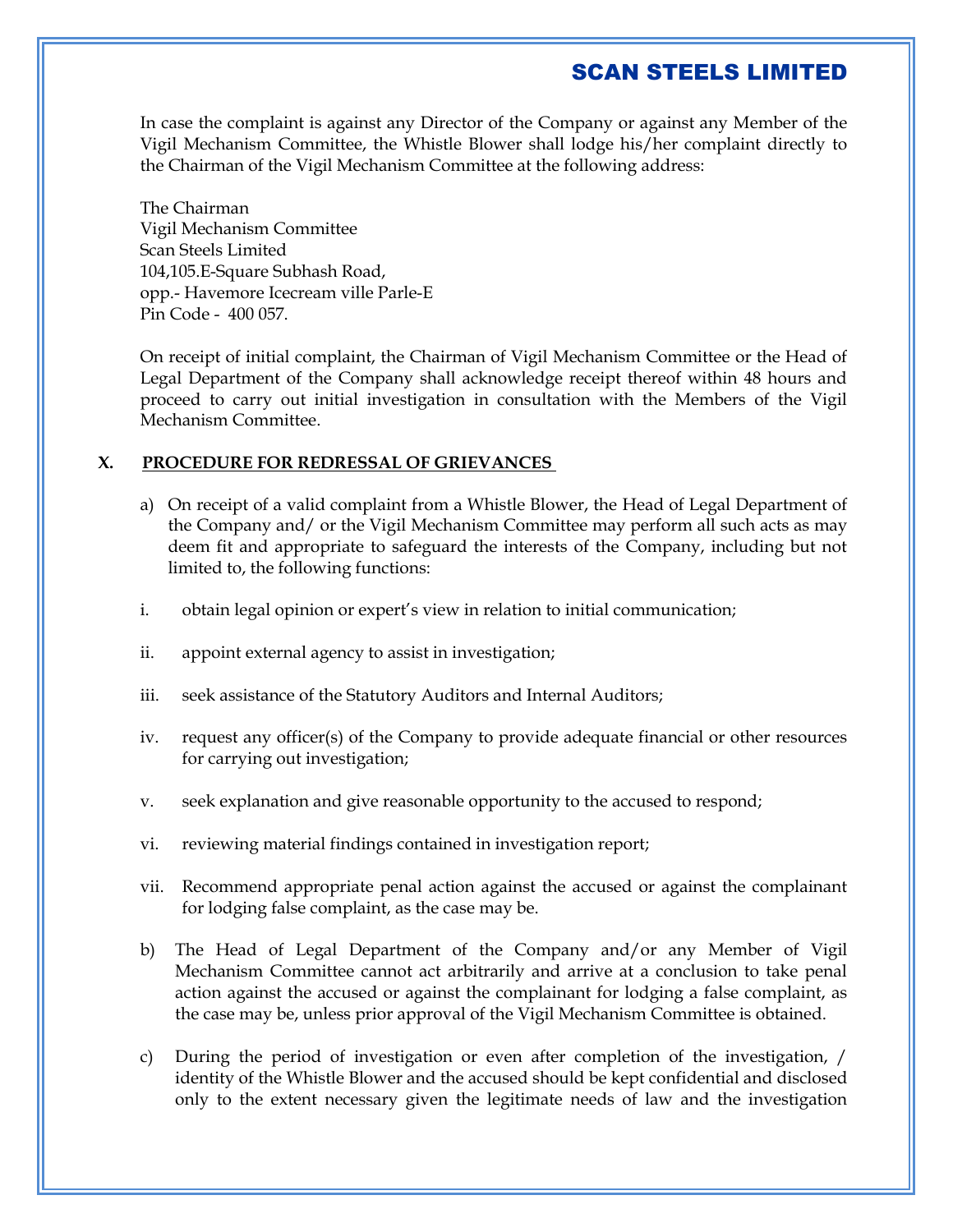In case the complaint is against any Director of the Company or against any Member of the Vigil Mechanism Committee, the Whistle Blower shall lodge his/her complaint directly to the Chairman of the Vigil Mechanism Committee at the following address:

The Chairman
Vigil Mechanism Committee
Scan Steels Limited
104,105.E-Square Subhash Road,
opp.- Havemore Icecream ville Parle-E
Pin Code - 400 057.

On receipt of initial complaint, the Chairman of Vigil Mechanism Committee or the Head of Legal Department of the Company shall acknowledge receipt thereof within 48 hours and proceed to carry out initial investigation in consultation with the Members of the Vigil Mechanism Committee.

## X. PROCEDURE FOR REDRESSAL OF GRIEVANCES

a) On receipt of a valid complaint from a Whistle Blower, the Head of Legal Department of the Company and/ or the Vigil Mechanism Committee may perform all such acts as may deem fit and appropriate to safeguard the interests of the Company, including but not limited to, the following functions:

i. obtain legal opinion or expert's view in relation to initial communication;

ii. appoint external agency to assist in investigation;

iii. seek assistance of the Statutory Auditors and Internal Auditors;

iv. request any officer(s) of the Company to provide adequate financial or other resources for carrying out investigation;

v. seek explanation and give reasonable opportunity to the accused to respond;

vi. reviewing material findings contained in investigation report;

vii. Recommend appropriate penal action against the accused or against the complainant for lodging false complaint, as the case may be.

b) The Head of Legal Department of the Company and/or any Member of Vigil Mechanism Committee cannot act arbitrarily and arrive at a conclusion to take penal action against the accused or against the complainant for lodging a false complaint, as the case may be, unless prior approval of the Vigil Mechanism Committee is obtained.

c) During the period of investigation or even after completion of the investigation, / identity of the Whistle Blower and the accused should be kept confidential and disclosed only to the extent necessary given the legitimate needs of law and the investigation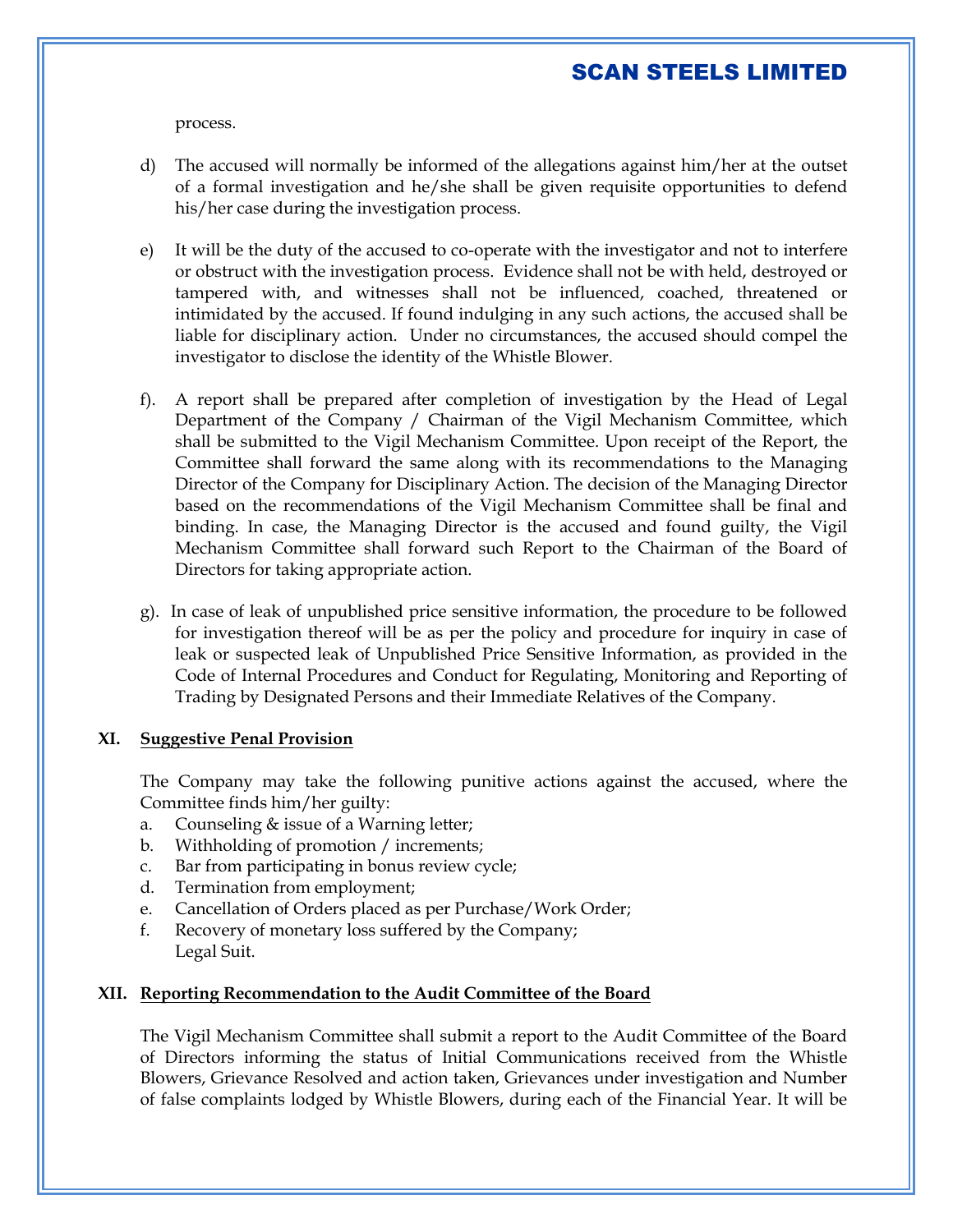process.

d) The accused will normally be informed of the allegations against him/her at the outset of a formal investigation and he/she shall be given requisite opportunities to defend his/her case during the investigation process.

e) It will be the duty of the accused to co-operate with the investigator and not to interfere or obstruct with the investigation process. Evidence shall not be with held, destroyed or tampered with, and witnesses shall not be influenced, coached, threatened or intimidated by the accused. If found indulging in any such actions, the accused shall be liable for disciplinary action. Under no circumstances, the accused should compel the investigator to disclose the identity of the Whistle Blower.

f). A report shall be prepared after completion of investigation by the Head of Legal Department of the Company / Chairman of the Vigil Mechanism Committee, which shall be submitted to the Vigil Mechanism Committee. Upon receipt of the Report, the Committee shall forward the same along with its recommendations to the Managing Director of the Company for Disciplinary Action. The decision of the Managing Director based on the recommendations of the Vigil Mechanism Committee shall be final and binding. In case, the Managing Director is the accused and found guilty, the Vigil Mechanism Committee shall forward such Report to the Chairman of the Board of Directors for taking appropriate action.

g). In case of leak of unpublished price sensitive information, the procedure to be followed for investigation thereof will be as per the policy and procedure for inquiry in case of leak or suspected leak of Unpublished Price Sensitive Information, as provided in the Code of Internal Procedures and Conduct for Regulating, Monitoring and Reporting of Trading by Designated Persons and their Immediate Relatives of the Company.

## XI. Suggestive Penal Provision

The Company may take the following punitive actions against the accused, where the Committee finds him/her guilty:

a. Counseling & issue of a Warning letter;
b. Withholding of promotion / increments;
c. Bar from participating in bonus review cycle;
d. Termination from employment;
e. Cancellation of Orders placed as per Purchase/Work Order;
f. Recovery of monetary loss suffered by the Company;
   Legal Suit.

## XII. Reporting Recommendation to the Audit Committee of the Board

The Vigil Mechanism Committee shall submit a report to the Audit Committee of the Board of Directors informing the status of Initial Communications received from the Whistle Blowers, Grievance Resolved and action taken, Grievances under investigation and Number of false complaints lodged by Whistle Blowers, during each of the Financial Year. It will be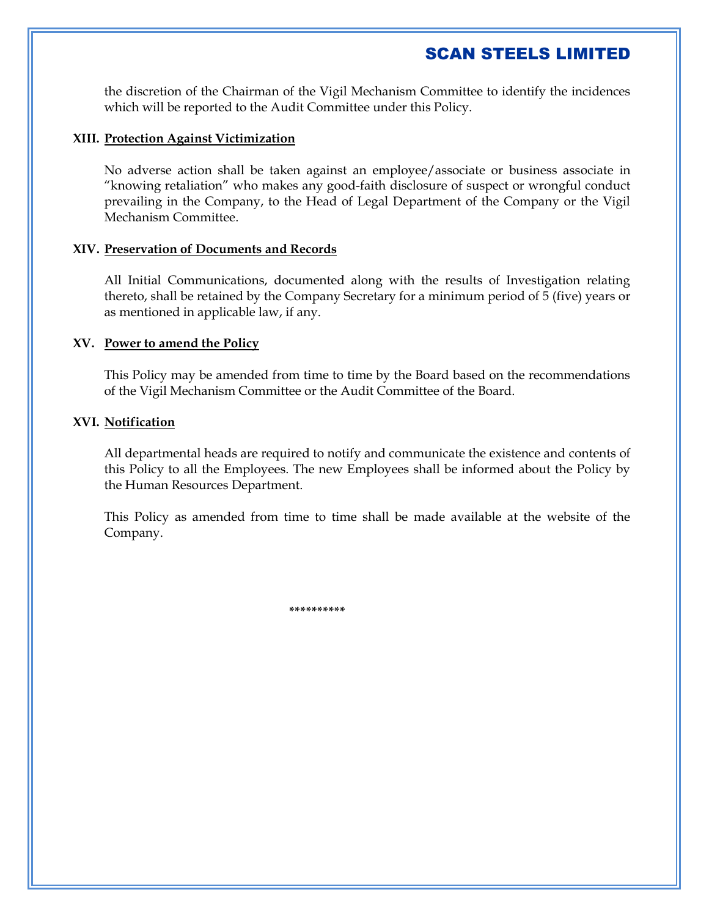the discretion of the Chairman of the Vigil Mechanism Committee to identify the incidences which will be reported to the Audit Committee under this Policy.

## XIII. Protection Against Victimization

No adverse action shall be taken against an employee/associate or business associate in "knowing retaliation" who makes any good-faith disclosure of suspect or wrongful conduct prevailing in the Company, to the Head of Legal Department of the Company or the Vigil Mechanism Committee.

## XIV. Preservation of Documents and Records

All Initial Communications, documented along with the results of Investigation relating thereto, shall be retained by the Company Secretary for a minimum period of 5 (five) years or as mentioned in applicable law, if any.

## XV. Power to amend the Policy

This Policy may be amended from time to time by the Board based on the recommendations of the Vigil Mechanism Committee or the Audit Committee of the Board.

## XVI. Notification

All departmental heads are required to notify and communicate the existence and contents of this Policy to all the Employees. The new Employees shall be informed about the Policy by the Human Resources Department.

This Policy as amended from time to time shall be made available at the website of the Company.

**********